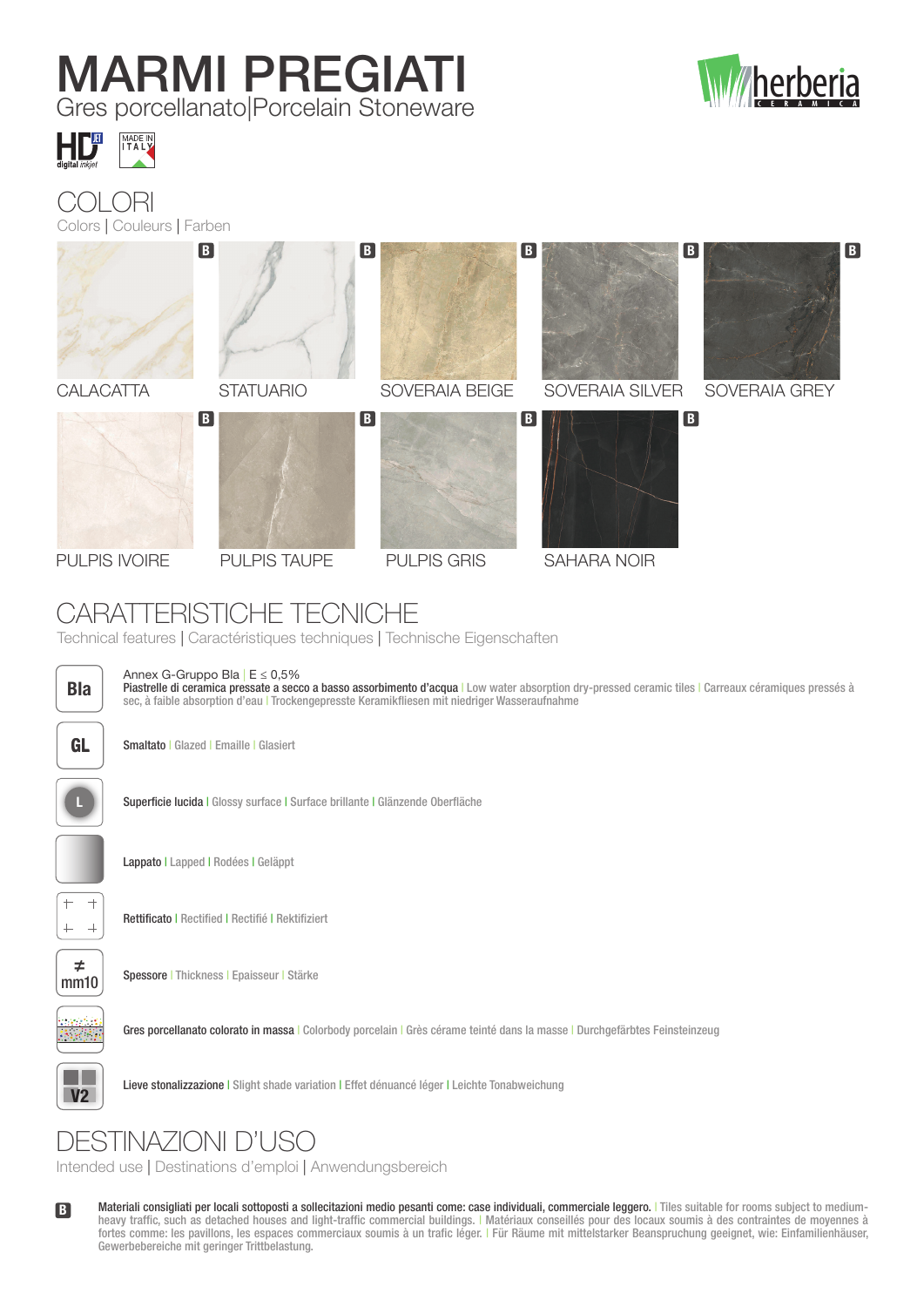# MARMI PREGIATI

Gres porcellanato|Porcelain Stoneware

HD digital inkjet

MADE IN ITALY

## COLORI

Colors | Couleurs | Farben

- CALACATTA (B)
- STATUARIO (B)
- SOVERAIA BEIGE (B)
- SOVERAIA SILVER (B)
- SOVERAIA GREY (B)
- PULPIS IVOIRE (B)
- PULPIS TAUPE (B)
- PULPIS GRIS (B)
- SAHARA NOIR (B)

## CARATTERISTICHE TECNICHE

Technical features | Caractéristiques techniques | Technische Eigenschaften

**BIa** — Annex G-Gruppo BIa | E ≤ 0,5%
**Piastrelle di ceramica pressate a secco a basso assorbimento d'acqua** | Low water absorption dry-pressed ceramic tiles | Carreaux céramiques pressés à sec, à faible absorption d'eau | Trockengepresste Keramikfliesen mit niedriger Wasseraufnahme

**GL** — **Smaltato** | Glazed | Emaille | Glasiert

**L** — **Superficie lucida** | Glossy surface | Surface brillante | Glänzende Oberfläche

**Lappato** | Lapped | Rodées | Geläppt

**Rettificato** | Rectified | Rectifié | Rektifiziert

**≠ mm10** — **Spessore** | Thickness | Epaisseur | Stärke

**Gres porcellanato colorato in massa** | Colorbody porcelain | Grès cérame teinté dans la masse | Durchgefärbtes Feinsteinzeug

**V2** — **Lieve stonalizzazione** | Slight shade variation | Effet dénuancé léger | Leichte Tonabweichung

## DESTINAZIONI D'USO

Intended use | Destinations d'emploi | Anwendungsbereich

**B** — **Materiali consigliati per locali sottoposti a sollecitazioni medio pesanti come: case individuali, commerciale leggero.** | Tiles suitable for rooms subject to medium-heavy traffic, such as detached houses and light-traffic commercial buildings. | Matériaux conseillés pour des locaux soumis à des contraintes de moyennes à fortes comme: les pavillons, les espaces commerciaux soumis à un trafic léger. | Für Räume mit mittelstarker Beanspruchung geeignet, wie: Einfamilienhäuser, Gewerbebereiche mit geringer Trittbelastung.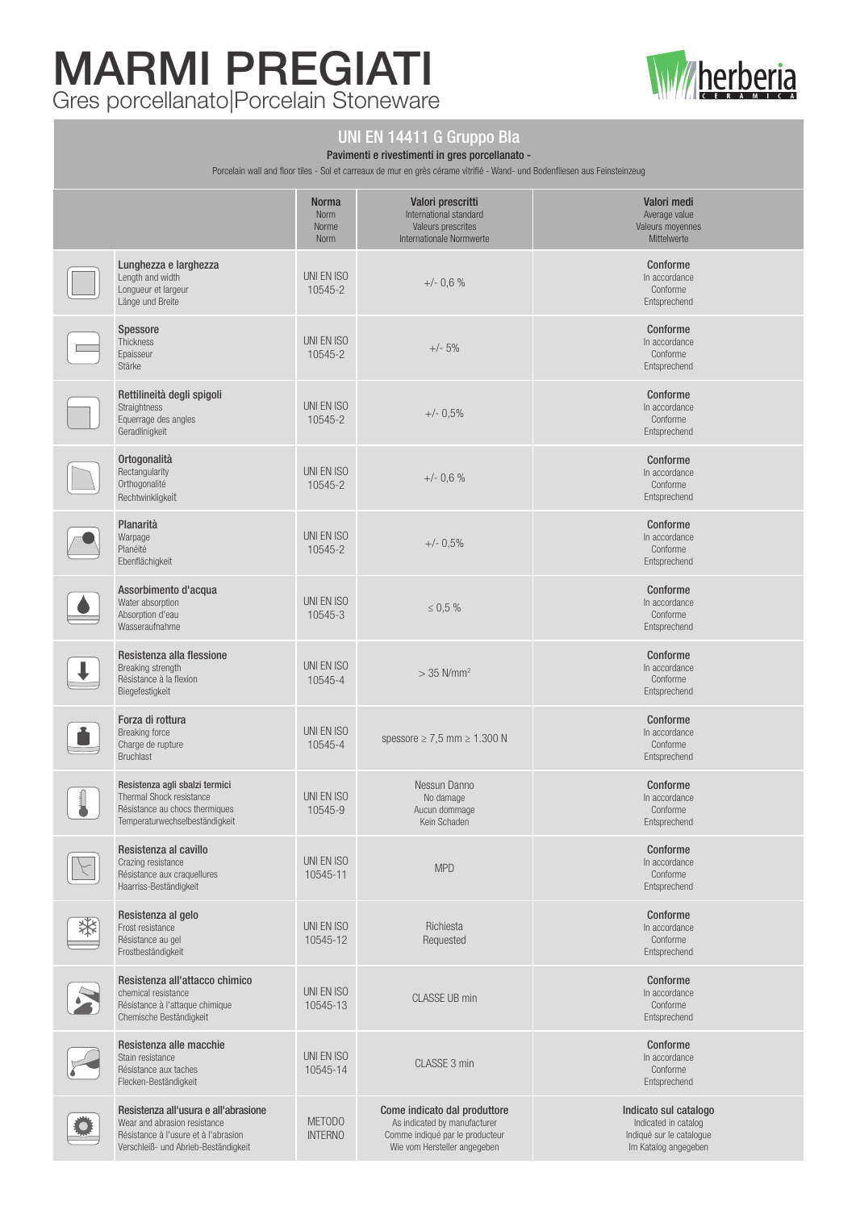# MARMI PREGIATI

Gres porcellanato|Porcelain Stoneware

herberia CERAMICA

## UNI EN 14411 G Gruppo BIa

**Pavimenti e rivestimenti in gres porcellanato -**

Porcelain wall and floor tiles - Sol et carreaux de mur en grès cérame vitrifié - Wand- und Bodenfliesen aus Feinsteinzeug

| | Norma<br>Norm<br>Norme<br>Norm | Valori prescritti<br>International standard<br>Valeurs prescrites<br>Internationale Normwerte | Valori medi<br>Average value<br>Valeurs moyennes<br>Mittelwerte |
|---|---|---|---|
| **Lunghezza e larghezza**<br>Length and width<br>Longueur et largeur<br>Länge und Breite | UNI EN ISO 10545-2 | +/- 0,6 % | **Conforme**<br>In accordance<br>Conforme<br>Entsprechend |
| **Spessore**<br>Thickness<br>Epaisseur<br>Stärke | UNI EN ISO 10545-2 | +/- 5% | **Conforme**<br>In accordance<br>Conforme<br>Entsprechend |
| **Rettilineità degli spigoli**<br>Straightness<br>Equerrage des angles<br>Geradlinigkeit | UNI EN ISO 10545-2 | +/- 0,5% | **Conforme**<br>In accordance<br>Conforme<br>Entsprechend |
| **Ortogonalità**<br>Rectangularity<br>Orthogonalité<br>Rechtwinkligkeit | UNI EN ISO 10545-2 | +/- 0,6 % | **Conforme**<br>In accordance<br>Conforme<br>Entsprechend |
| **Planarità**<br>Warpage<br>Planéité<br>Ebenflächigkeit | UNI EN ISO 10545-2 | +/- 0,5% | **Conforme**<br>In accordance<br>Conforme<br>Entsprechend |
| **Assorbimento d'acqua**<br>Water absorption<br>Absorption d'eau<br>Wasseraufnahme | UNI EN ISO 10545-3 | ≤ 0,5 % | **Conforme**<br>In accordance<br>Conforme<br>Entsprechend |
| **Resistenza alla flessione**<br>Breaking strength<br>Résistance à la flexion<br>Biegefestigkeit | UNI EN ISO 10545-4 | > 35 $N/mm^2$ | **Conforme**<br>In accordance<br>Conforme<br>Entsprechend |
| **Forza di rottura**<br>Breaking force<br>Charge de rupture<br>Bruchlast | UNI EN ISO 10545-4 | spessore ≥ 7,5 mm ≥ 1.300 N | **Conforme**<br>In accordance<br>Conforme<br>Entsprechend |
| **Resistenza agli sbalzi termici**<br>Thermal Shock resistance<br>Résistance au chocs thermiques<br>Temperaturwechselbeständigkeit | UNI EN ISO 10545-9 | Nessun Danno<br>No damage<br>Aucun dommage<br>Kein Schaden | **Conforme**<br>In accordance<br>Conforme<br>Entsprechend |
| **Resistenza al cavillo**<br>Crazing resistance<br>Résistance aux craquellures<br>Haarriss-Beständigkeit | UNI EN ISO 10545-11 | MPD | **Conforme**<br>In accordance<br>Conforme<br>Entsprechend |
| **Resistenza al gelo**<br>Frost resistance<br>Résistance au gel<br>Frostbeständigkeit | UNI EN ISO 10545-12 | Richiesta<br>Requested | **Conforme**<br>In accordance<br>Conforme<br>Entsprechend |
| **Resistenza all'attacco chimico**<br>chemical resistance<br>Résistance à l'attaque chimique<br>Chemische Beständigkeit | UNI EN ISO 10545-13 | CLASSE UB min | **Conforme**<br>In accordance<br>Conforme<br>Entsprechend |
| **Resistenza alle macchie**<br>Stain resistance<br>Résistance aux taches<br>Flecken-Beständigkeit | UNI EN ISO 10545-14 | CLASSE 3 min | **Conforme**<br>In accordance<br>Conforme<br>Entsprechend |
| **Resistenza all'usura e all'abrasione**<br>Wear and abrasion resistance<br>Résistance à l'usure et à l'abrasion<br>Verschleiß- und Abrieb-Beständigkeit | METODO INTERNO | **Come indicato dal produttore**<br>As indicated by manufacturer<br>Comme indiqué par le producteur<br>Wie vom Hersteller angegeben | **Indicato sul catalogo**<br>Indicated in catalog<br>Indiqué sur le catalogue<br>Im Katalog angegeben |